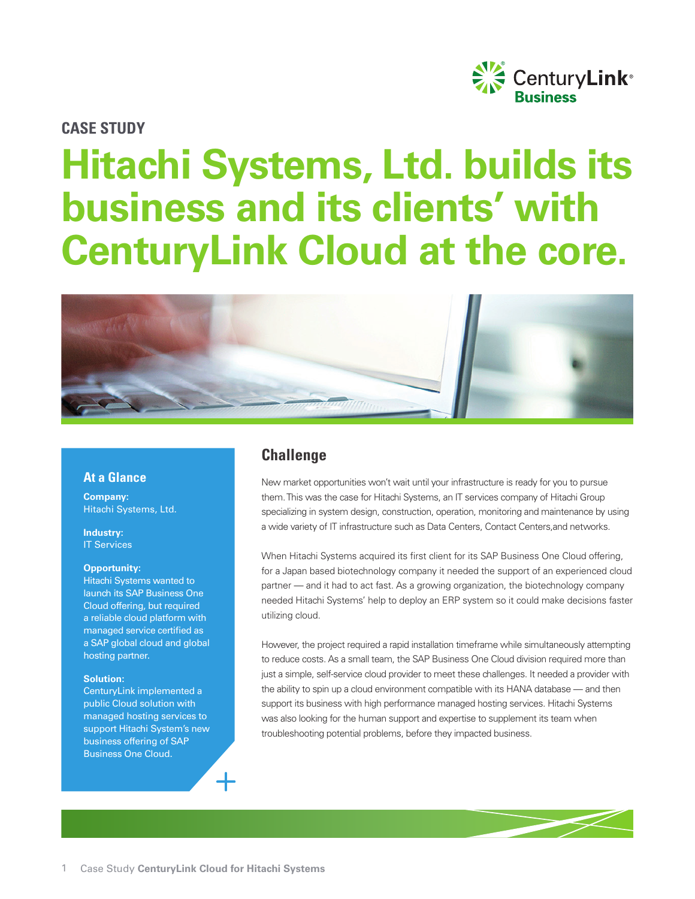CASE STUDY

# Hitachi Systems, Ltd. builds its business and its clients' with CenturyLink Cloud at the core.

### At a Glance

**Company:**
Hitachi Systems, Ltd.

**Industry:**
IT Services

**Opportunity:**
Hitachi Systems wanted to launch its SAP Business One Cloud offering, but required a reliable cloud platform with managed service certified as a SAP global cloud and global hosting partner.

**Solution:**
CenturyLink implemented a public Cloud solution with managed hosting services to support Hitachi System's new business offering of SAP Business One Cloud.

## Challenge

New market opportunities won't wait until your infrastructure is ready for you to pursue them. This was the case for Hitachi Systems, an IT services company of Hitachi Group specializing in system design, construction, operation, monitoring and maintenance by using a wide variety of IT infrastructure such as Data Centers, Contact Centers,and networks.

When Hitachi Systems acquired its first client for its SAP Business One Cloud offering, for a Japan based biotechnology company it needed the support of an experienced cloud partner — and it had to act fast. As a growing organization, the biotechnology company needed Hitachi Systems' help to deploy an ERP system so it could make decisions faster utilizing cloud.

However, the project required a rapid installation timeframe while simultaneously attempting to reduce costs. As a small team, the SAP Business One Cloud division required more than just a simple, self-service cloud provider to meet these challenges. It needed a provider with the ability to spin up a cloud environment compatible with its HANA database — and then support its business with high performance managed hosting services. Hitachi Systems was also looking for the human support and expertise to supplement its team when troubleshooting potential problems, before they impacted business.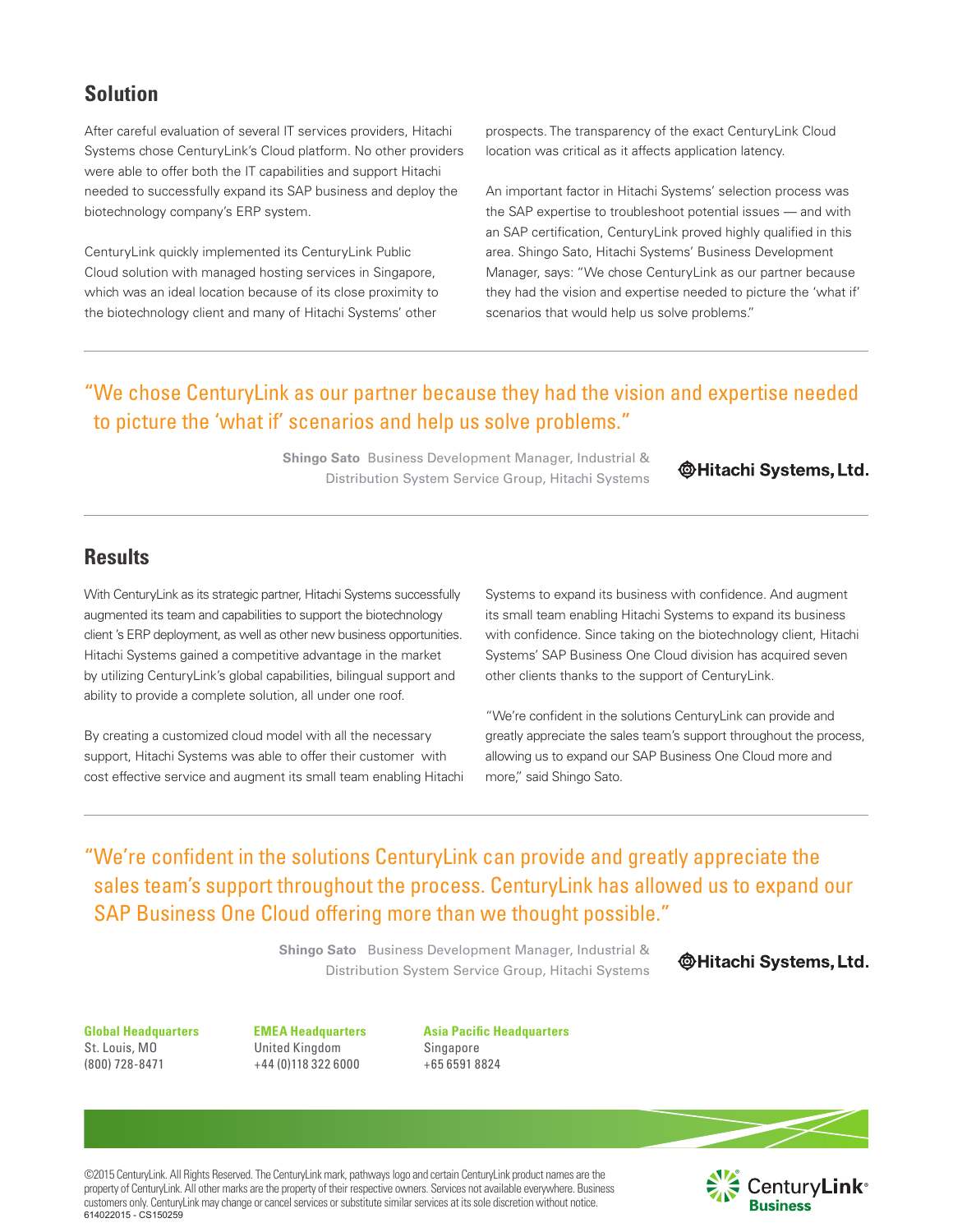## Solution

After careful evaluation of several IT services providers, Hitachi Systems chose CenturyLink's Cloud platform. No other providers were able to offer both the IT capabilities and support Hitachi needed to successfully expand its SAP business and deploy the biotechnology company's ERP system.

CenturyLink quickly implemented its CenturyLink Public Cloud solution with managed hosting services in Singapore, which was an ideal location because of its close proximity to the biotechnology client and many of Hitachi Systems' other prospects. The transparency of the exact CenturyLink Cloud location was critical as it affects application latency.

An important factor in Hitachi Systems' selection process was the SAP expertise to troubleshoot potential issues — and with an SAP certification, CenturyLink proved highly qualified in this area. Shingo Sato, Hitachi Systems' Business Development Manager, says: "We chose CenturyLink as our partner because they had the vision and expertise needed to picture the 'what if' scenarios that would help us solve problems."

> "We chose CenturyLink as our partner because they had the vision and expertise needed to picture the 'what if' scenarios and help us solve problems."
>
> **Shingo Sato** Business Development Manager, Industrial & Distribution System Service Group, Hitachi Systems

Hitachi Systems, Ltd.

## Results

With CenturyLink as its strategic partner, Hitachi Systems successfully augmented its team and capabilities to support the biotechnology client 's ERP deployment, as well as other new business opportunities. Hitachi Systems gained a competitive advantage in the market by utilizing CenturyLink's global capabilities, bilingual support and ability to provide a complete solution, all under one roof.

By creating a customized cloud model with all the necessary support, Hitachi Systems was able to offer their customer with cost effective service and augment its small team enabling Hitachi Systems to expand its business with confidence. And augment its small team enabling Hitachi Systems to expand its business with confidence. Since taking on the biotechnology client, Hitachi Systems' SAP Business One Cloud division has acquired seven other clients thanks to the support of CenturyLink.

"We're confident in the solutions CenturyLink can provide and greatly appreciate the sales team's support throughout the process, allowing us to expand our SAP Business One Cloud more and more," said Shingo Sato.

> "We're confident in the solutions CenturyLink can provide and greatly appreciate the sales team's support throughout the process. CenturyLink has allowed us to expand our SAP Business One Cloud offering more than we thought possible."
>
> **Shingo Sato** Business Development Manager, Industrial & Distribution System Service Group, Hitachi Systems

Hitachi Systems, Ltd.

**Global Headquarters**
St. Louis, MO
(800) 728-8471

**EMEA Headquarters**
United Kingdom
+44 (0)118 322 6000

**Asia Pacific Headquarters**
Singapore
+65 6591 8824

©2015 CenturyLink. All Rights Reserved. The CenturyLink mark, pathways logo and certain CenturyLink product names are the property of CenturyLink. All other marks are the property of their respective owners. Services not available everywhere. Business customers only. CenturyLink may change or cancel services or substitute similar services at its sole discretion without notice.
614022015 - CS150259

CenturyLink® Business